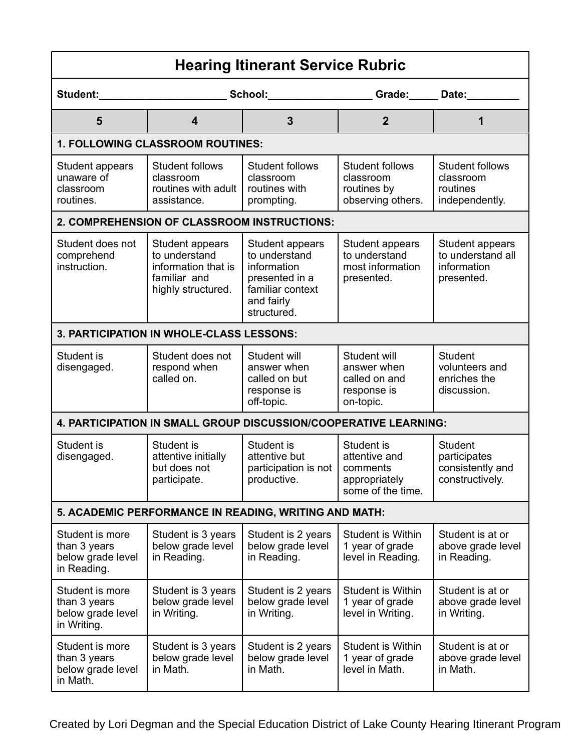# Hearing Itinerant Service Rubric

**Student:______________________ School:__________________ Grade:_____ Date:_________**

| 5 | 4 | 3 | 2 | 1 |
|---|---|---|---|---|
| **1. FOLLOWING CLASSROOM ROUTINES:** | | | | |
| Student appears unaware of classroom routines. | Student follows classroom routines with adult assistance. | Student follows classroom routines with prompting. | Student follows classroom routines by observing others. | Student follows classroom routines independently. |
| **2. COMPREHENSION OF CLASSROOM INSTRUCTIONS:** | | | | |
| Student does not comprehend instruction. | Student appears to understand information that is familiar and highly structured. | Student appears to understand information presented in a familiar context and fairly structured. | Student appears to understand most information presented. | Student appears to understand all information presented. |
| **3. PARTICIPATION IN WHOLE-CLASS LESSONS:** | | | | |
| Student is disengaged. | Student does not respond when called on. | Student will answer when called on but response is off-topic. | Student will answer when called on and response is on-topic. | Student volunteers and enriches the discussion. |
| **4. PARTICIPATION IN SMALL GROUP DISCUSSION/COOPERATIVE LEARNING:** | | | | |
| Student is disengaged. | Student is attentive initially but does not participate. | Student is attentive but participation is not productive. | Student is attentive and comments appropriately some of the time. | Student participates consistently and constructively. |
| **5. ACADEMIC PERFORMANCE IN READING, WRITING AND MATH:** | | | | |
| Student is more than 3 years below grade level in Reading. | Student is 3 years below grade level in Reading. | Student is 2 years below grade level in Reading. | Student is Within 1 year of grade level in Reading. | Student is at or above grade level in Reading. |
| Student is more than 3 years below grade level in Writing. | Student is 3 years below grade level in Writing. | Student is 2 years below grade level in Writing. | Student is Within 1 year of grade level in Writing. | Student is at or above grade level in Writing. |
| Student is more than 3 years below grade level in Math. | Student is 3 years below grade level in Math. | Student is 2 years below grade level in Math. | Student is Within 1 year of grade level in Math. | Student is at or above grade level in Math. |

Created by Lori Degman and the Special Education District of Lake County Hearing Itinerant Program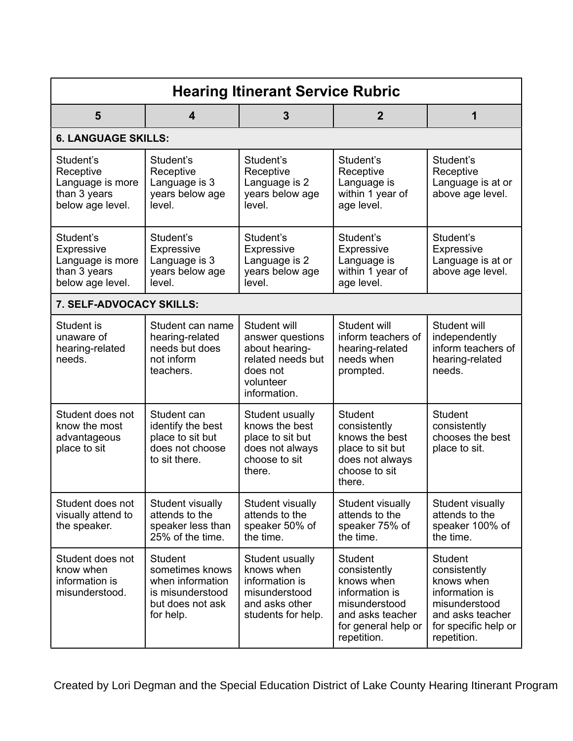| Hearing Itinerant Service Rubric | | | | |
|---|---|---|---|---|
| **5** | **4** | **3** | **2** | **1** |
| **6. LANGUAGE SKILLS:** | | | | |
| Student's Receptive Language is more than 3 years below age level. | Student's Receptive Language is 3 years below age level. | Student's Receptive Language is 2 years below age level. | Student's Receptive Language is within 1 year of age level. | Student's Receptive Language is at or above age level. |
| Student's Expressive Language is more than 3 years below age level. | Student's Expressive Language is 3 years below age level. | Student's Expressive Language is 2 years below age level. | Student's Expressive Language is within 1 year of age level. | Student's Expressive Language is at or above age level. |
| **7. SELF-ADVOCACY SKILLS:** | | | | |
| Student is unaware of hearing-related needs. | Student can name hearing-related needs but does not inform teachers. | Student will answer questions about hearing-related needs but does not volunteer information. | Student will inform teachers of hearing-related needs when prompted. | Student will independently inform teachers of hearing-related needs. |
| Student does not know the most advantageous place to sit | Student can identify the best place to sit but does not choose to sit there. | Student usually knows the best place to sit but does not always choose to sit there. | Student consistently knows the best place to sit but does not always choose to sit there. | Student consistently chooses the best place to sit. |
| Student does not visually attend to the speaker. | Student visually attends to the speaker less than 25% of the time. | Student visually attends to the speaker 50% of the time. | Student visually attends to the speaker 75% of the time. | Student visually attends to the speaker 100% of the time. |
| Student does not know when information is misunderstood. | Student sometimes knows when information is misunderstood but does not ask for help. | Student usually knows when information is misunderstood and asks other students for help. | Student consistently knows when information is misunderstood and asks teacher for general help or repetition. | Student consistently knows when information is misunderstood and asks teacher for specific help or repetition. |

Created by Lori Degman and the Special Education District of Lake County Hearing Itinerant Program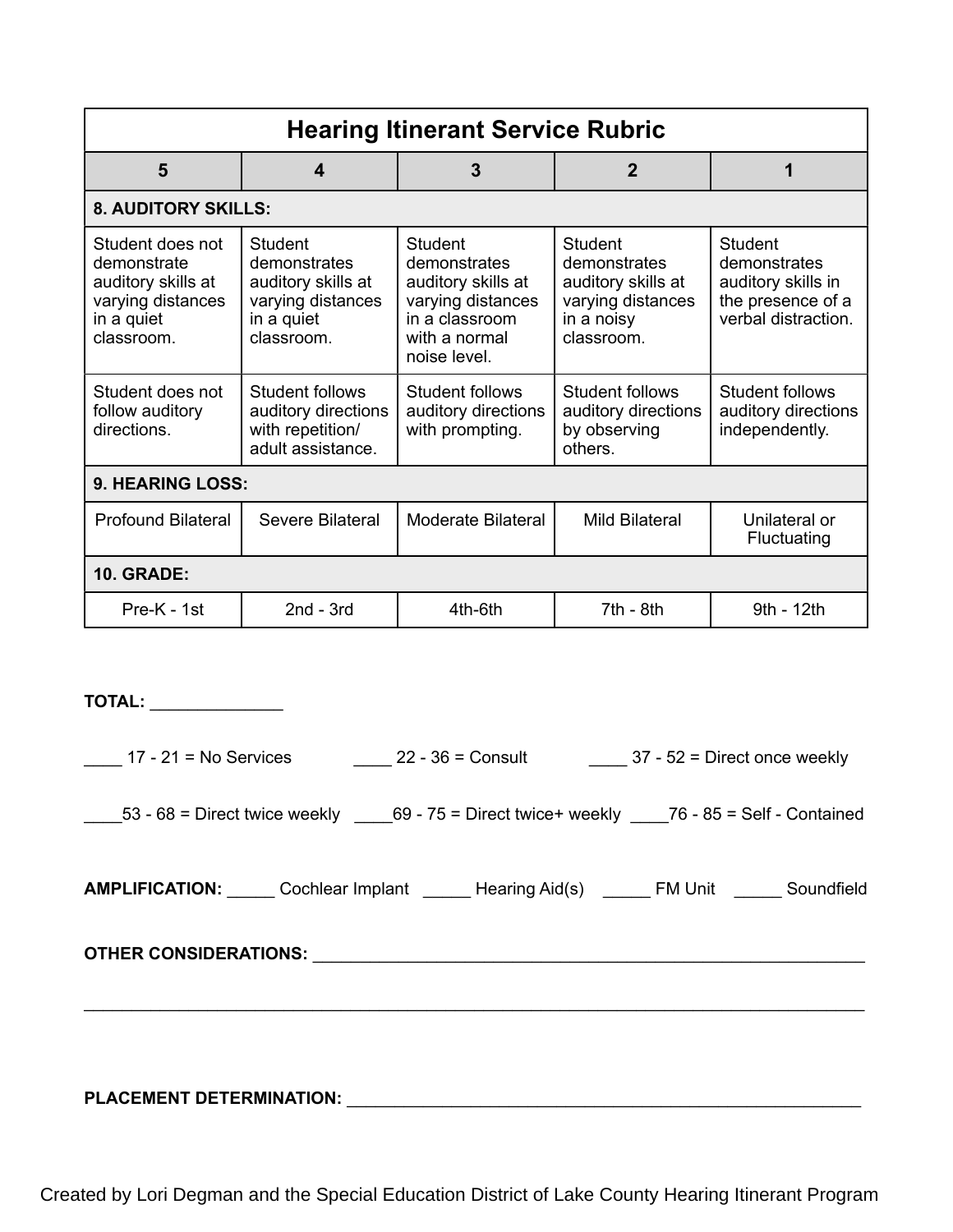| Hearing Itinerant Service Rubric | | | | |
|---|---|---|---|---|
| **5** | **4** | **3** | **2** | **1** |
| **8. AUDITORY SKILLS:** | | | | |
| Student does not demonstrate auditory skills at varying distances in a quiet classroom. | Student demonstrates auditory skills at varying distances in a quiet classroom. | Student demonstrates auditory skills at varying distances in a classroom with a normal noise level. | Student demonstrates auditory skills at varying distances in a noisy classroom. | Student demonstrates auditory skills in the presence of a verbal distraction. |
| Student does not follow auditory directions. | Student follows auditory directions with repetition/ adult assistance. | Student follows auditory directions with prompting. | Student follows auditory directions by observing others. | Student follows auditory directions independently. |
| **9. HEARING LOSS:** | | | | |
| Profound Bilateral | Severe Bilateral | Moderate Bilateral | Mild Bilateral | Unilateral or Fluctuating |
| **10. GRADE:** | | | | |
| Pre-K - 1st | 2nd - 3rd | 4th-6th | 7th - 8th | 9th - 12th |

**TOTAL:** ______________

____ 17 - 21 = No Services ____ 22 - 36 = Consult ____ 37 - 52 = Direct once weekly

____53 - 68 = Direct twice weekly ____69 - 75 = Direct twice+ weekly ____76 - 85 = Self - Contained

**AMPLIFICATION:** _____ Cochlear Implant _____ Hearing Aid(s) _____ FM Unit _____ Soundfield

**OTHER CONSIDERATIONS:** ____________________________________________________________

________________________________________________________________________________

**PLACEMENT DETERMINATION:** ________________________________________________________

Created by Lori Degman and the Special Education District of Lake County Hearing Itinerant Program